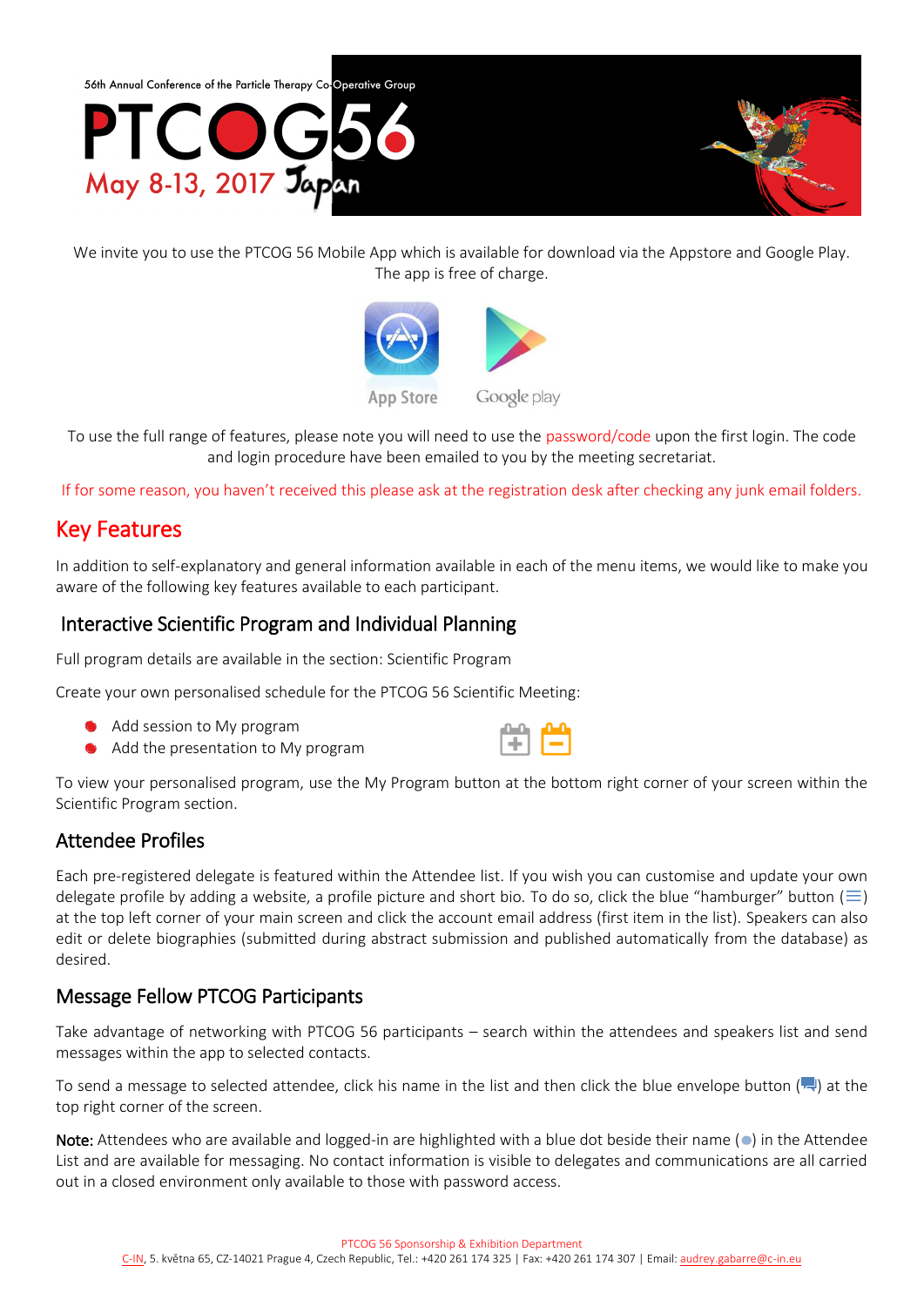56th Annual Conference of the Particle Therapy Co-Operative Group

# PTCOG56

May 8-13, 2017 Japan

We invite you to use the PTCOG 56 Mobile App which is available for download via the Appstore and Google Play. The app is free of charge.

App Store Google play

To use the full range of features, please note you will need to use the password/code upon the first login. The code and login procedure have been emailed to you by the meeting secretariat.

If for some reason, you haven't received this please ask at the registration desk after checking any junk email folders.

## Key Features

In addition to self-explanatory and general information available in each of the menu items, we would like to make you aware of the following key features available to each participant.

### Interactive Scientific Program and Individual Planning

Full program details are available in the section: Scientific Program

Create your own personalised schedule for the PTCOG 56 Scientific Meeting:

- Add session to My program
- Add the presentation to My program

To view your personalised program, use the My Program button at the bottom right corner of your screen within the Scientific Program section.

### Attendee Profiles

Each pre-registered delegate is featured within the Attendee list. If you wish you can customise and update your own delegate profile by adding a website, a profile picture and short bio. To do so, click the blue "hamburger" button (☰) at the top left corner of your main screen and click the account email address (first item in the list). Speakers can also edit or delete biographies (submitted during abstract submission and published automatically from the database) as desired.

### Message Fellow PTCOG Participants

Take advantage of networking with PTCOG 56 participants – search within the attendees and speakers list and send messages within the app to selected contacts.

To send a message to selected attendee, click his name in the list and then click the blue envelope button () at the top right corner of the screen.

**Note:** Attendees who are available and logged-in are highlighted with a blue dot beside their name (●) in the Attendee List and are available for messaging. No contact information is visible to delegates and communications are all carried out in a closed environment only available to those with password access.

PTCOG 56 Sponsorship & Exhibition Department
C-IN, 5. května 65, CZ-14021 Prague 4, Czech Republic, Tel.: +420 261 174 325 | Fax: +420 261 174 307 | Email: audrey.gabarre@c-in.eu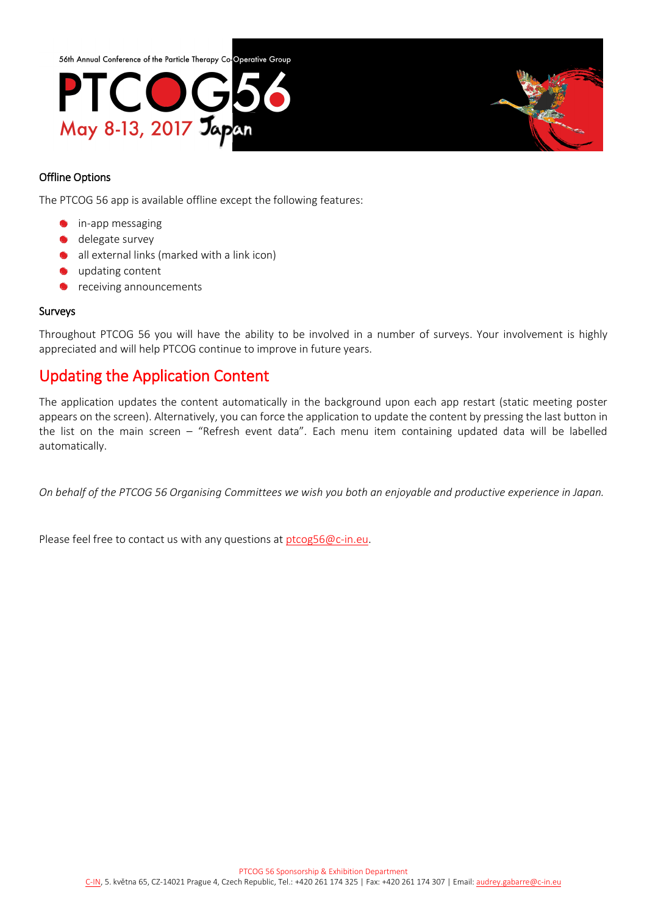### Offline Options

The PTCOG 56 app is available offline except the following features:

- in-app messaging
- delegate survey
- all external links (marked with a link icon)
- updating content
- receiving announcements

### Surveys

Throughout PTCOG 56 you will have the ability to be involved in a number of surveys. Your involvement is highly appreciated and will help PTCOG continue to improve in future years.

## Updating the Application Content

The application updates the content automatically in the background upon each app restart (static meeting poster appears on the screen). Alternatively, you can force the application to update the content by pressing the last button in the list on the main screen – "Refresh event data". Each menu item containing updated data will be labelled automatically.

*On behalf of the PTCOG 56 Organising Committees we wish you both an enjoyable and productive experience in Japan.*

Please feel free to contact us with any questions at ptcog56@c-in.eu.